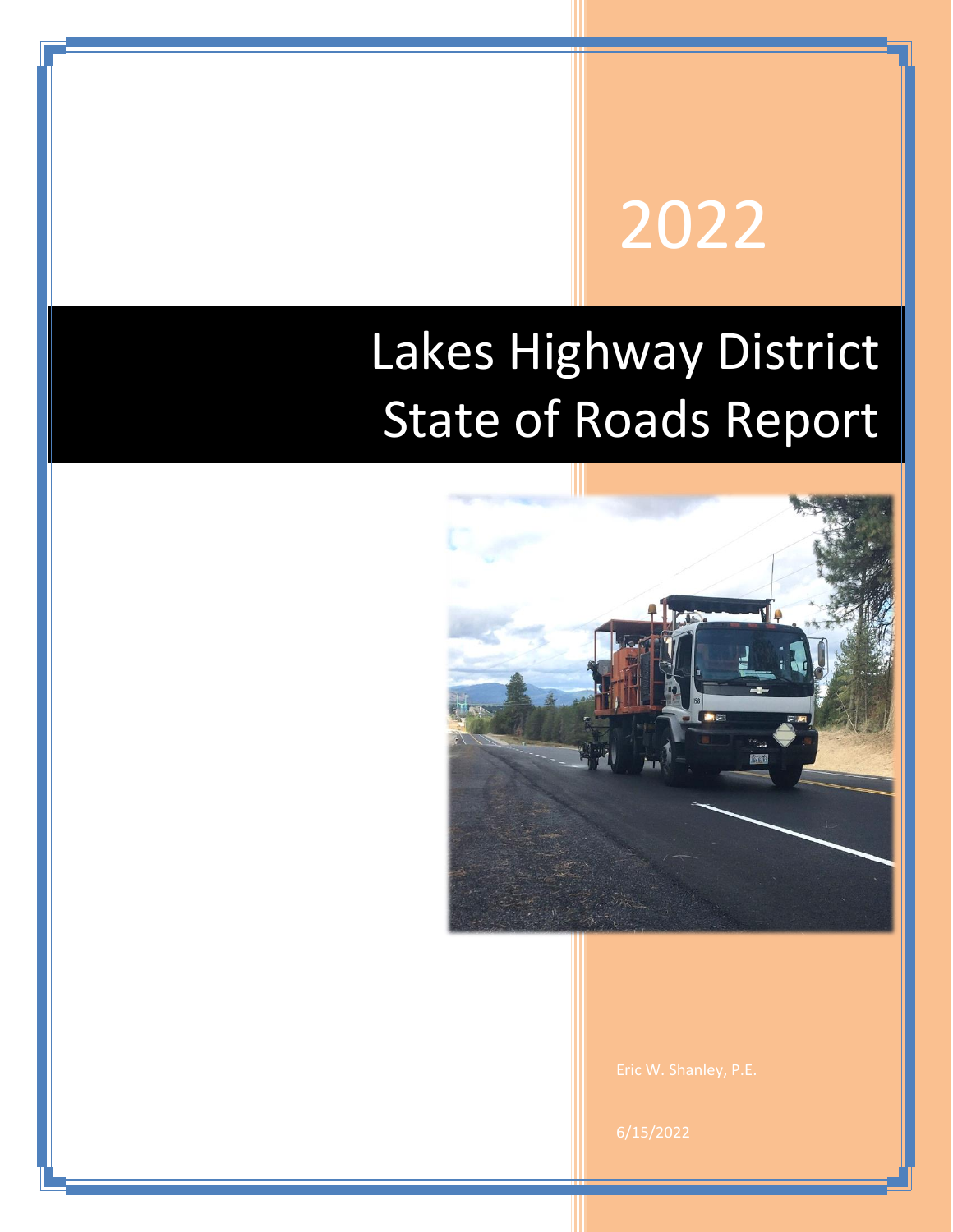2022

# Lakes Highway District State of Roads Report

Eric W. Shanley, P.E.

6/15/2022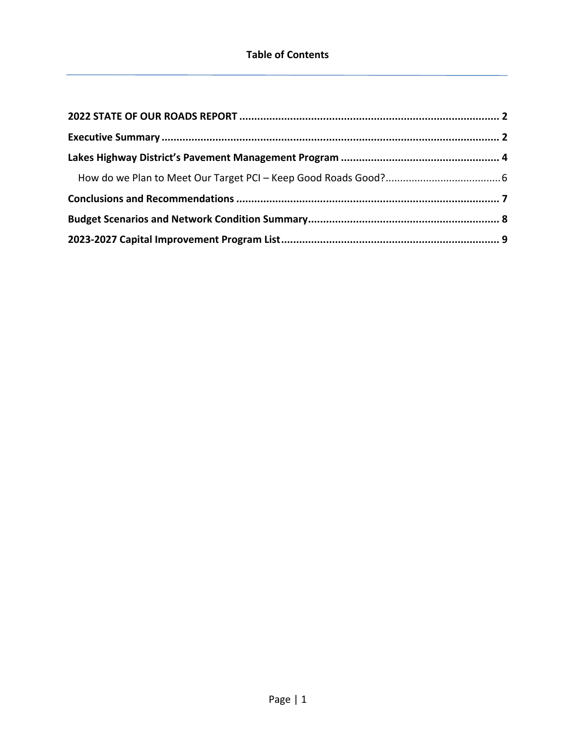**Table of Contents**

| | |
|---|---|
| **2022 STATE OF OUR ROADS REPORT** | **2** |
| **Executive Summary** | **2** |
| **Lakes Highway District's Pavement Management Program** | **4** |
| How do we Plan to Meet Our Target PCI – Keep Good Roads Good? | 6 |
| **Conclusions and Recommendations** | **7** |
| **Budget Scenarios and Network Condition Summary** | **8** |
| **2023-2027 Capital Improvement Program List** | **9** |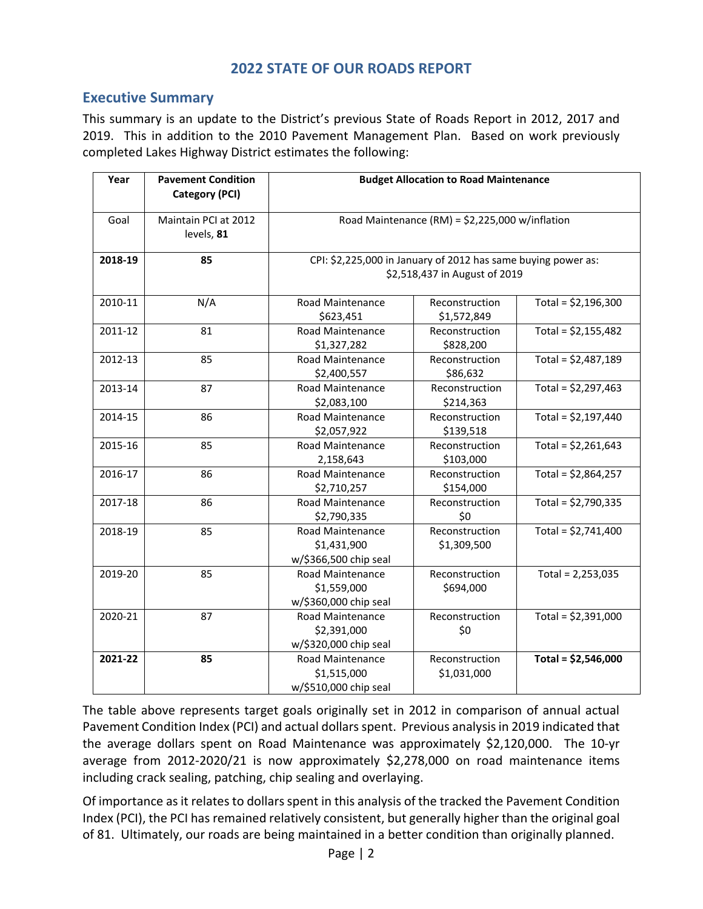## 2022 STATE OF OUR ROADS REPORT

### Executive Summary

This summary is an update to the District's previous State of Roads Report in 2012, 2017 and 2019. This in addition to the 2010 Pavement Management Plan. Based on work previously completed Lakes Highway District estimates the following:

| Year | Pavement Condition Category (PCI) | Budget Allocation to Road Maintenance | | |
|---|---|---|---|---|
| Goal | Maintain PCI at 2012 levels, **81** | Road Maintenance (RM) = $2,225,000 w/inflation | | |
| **2018-19** | **85** | CPI: $2,225,000 in January of 2012 has same buying power as: $2,518,437 in August of 2019 | | |
| 2010-11 | N/A | Road Maintenance $623,451 | Reconstruction $1,572,849 | Total = $2,196,300 |
| 2011-12 | 81 | Road Maintenance $1,327,282 | Reconstruction $828,200 | Total = $2,155,482 |
| 2012-13 | 85 | Road Maintenance $2,400,557 | Reconstruction $86,632 | Total = $2,487,189 |
| 2013-14 | 87 | Road Maintenance $2,083,100 | Reconstruction $214,363 | Total = $2,297,463 |
| 2014-15 | 86 | Road Maintenance $2,057,922 | Reconstruction $139,518 | Total = $2,197,440 |
| 2015-16 | 85 | Road Maintenance 2,158,643 | Reconstruction $103,000 | Total = $2,261,643 |
| 2016-17 | 86 | Road Maintenance $2,710,257 | Reconstruction $154,000 | Total = $2,864,257 |
| 2017-18 | 86 | Road Maintenance $2,790,335 | Reconstruction $0 | Total = $2,790,335 |
| 2018-19 | 85 | Road Maintenance $1,431,900 w/$366,500 chip seal | Reconstruction $1,309,500 | Total = $2,741,400 |
| 2019-20 | 85 | Road Maintenance $1,559,000 w/$360,000 chip seal | Reconstruction $694,000 | Total = 2,253,035 |
| 2020-21 | 87 | Road Maintenance $2,391,000 w/$320,000 chip seal | Reconstruction $0 | Total = $2,391,000 |
| **2021-22** | **85** | Road Maintenance $1,515,000 w/$510,000 chip seal | Reconstruction $1,031,000 | **Total = $2,546,000** |

The table above represents target goals originally set in 2012 in comparison of annual actual Pavement Condition Index (PCI) and actual dollars spent. Previous analysis in 2019 indicated that the average dollars spent on Road Maintenance was approximately $2,120,000. The 10-yr average from 2012-2020/21 is now approximately $2,278,000 on road maintenance items including crack sealing, patching, chip sealing and overlaying.

Of importance as it relates to dollars spent in this analysis of the tracked the Pavement Condition Index (PCI), the PCI has remained relatively consistent, but generally higher than the original goal of 81. Ultimately, our roads are being maintained in a better condition than originally planned.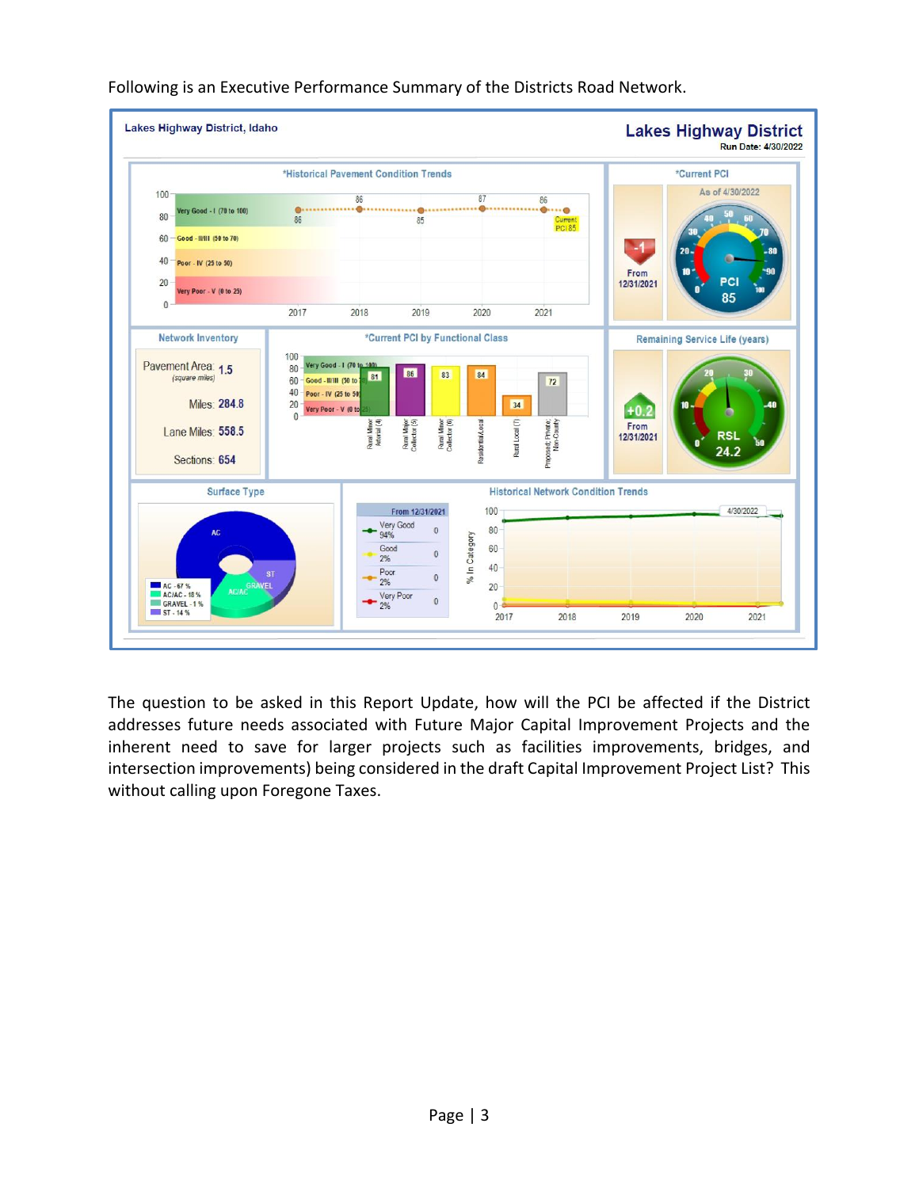Following is an Executive Performance Summary of the Districts Road Network.

Lakes Highway District, Idaho

**Lakes Highway District**
Run Date: 4/30/2022

*Historical Pavement Condition Trends

| Year | 2017 | 2018 | 2019 | 2020 | 2021 |
|---|---|---|---|---|---|
| PCI | 86 | 86 | 85 | 87 | 86 |

Current PCI 85

Very Good - I (70 to 100); Good - II/III (50 to 70); Poor - IV (25 to 50); Very Poor - V (0 to 25)

*Current PCI

As of 4/30/2022

PCI 85

-1 From 12/31/2021

**Network Inventory**

Pavement Area: 1.5 (square miles)

Miles: 284.8

Lane Miles: 558.5

Sections: 654

*Current PCI by Functional Class

| Functional Class | PCI |
|---|---|
| Rural Minor Arterial (4) | 81 |
| Rural Major Collector (5) | 86 |
| Rural Minor Collector (6) | 83 |
| Residential/Local | 84 |
| Rural Local (7) | 34 |
| Proposed; Private; Non-County | 72 |

Remaining Service Life (years)

RSL 24.2

+0.2 From 12/31/2021

**Surface Type**

- AC - 67 %
- AC/AC - 18 %
- GRAVEL - 1 %
- ST - 14 %

**Historical Network Condition Trends**

| From 12/31/2021 | | |
|---|---|---|
| Very Good | 94% | 0 |
| Good | 2% | 0 |
| Poor | 2% | 0 |
| Very Poor | 2% | 0 |

The question to be asked in this Report Update, how will the PCI be affected if the District addresses future needs associated with Future Major Capital Improvement Projects and the inherent need to save for larger projects such as facilities improvements, bridges, and intersection improvements) being considered in the draft Capital Improvement Project List? This without calling upon Foregone Taxes.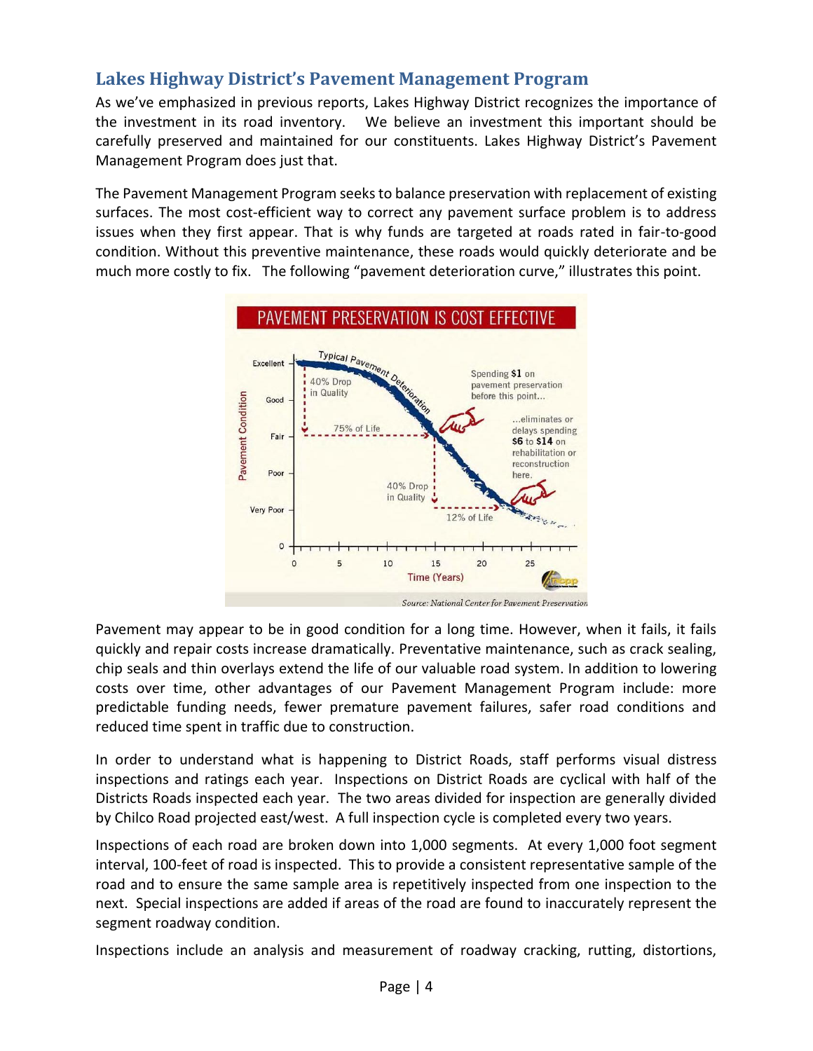## Lakes Highway District's Pavement Management Program

As we've emphasized in previous reports, Lakes Highway District recognizes the importance of the investment in its road inventory. We believe an investment this important should be carefully preserved and maintained for our constituents. Lakes Highway District's Pavement Management Program does just that.

The Pavement Management Program seeks to balance preservation with replacement of existing surfaces. The most cost-efficient way to correct any pavement surface problem is to address issues when they first appear. That is why funds are targeted at roads rated in fair-to-good condition. Without this preventive maintenance, these roads would quickly deteriorate and be much more costly to fix. The following "pavement deterioration curve," illustrates this point.

PAVEMENT PRESERVATION IS COST EFFECTIVE

Source: National Center for Pavement Preservation

Pavement may appear to be in good condition for a long time. However, when it fails, it fails quickly and repair costs increase dramatically. Preventative maintenance, such as crack sealing, chip seals and thin overlays extend the life of our valuable road system. In addition to lowering costs over time, other advantages of our Pavement Management Program include: more predictable funding needs, fewer premature pavement failures, safer road conditions and reduced time spent in traffic due to construction.

In order to understand what is happening to District Roads, staff performs visual distress inspections and ratings each year. Inspections on District Roads are cyclical with half of the Districts Roads inspected each year. The two areas divided for inspection are generally divided by Chilco Road projected east/west. A full inspection cycle is completed every two years.

Inspections of each road are broken down into 1,000 segments. At every 1,000 foot segment interval, 100-feet of road is inspected. This to provide a consistent representative sample of the road and to ensure the same sample area is repetitively inspected from one inspection to the next. Special inspections are added if areas of the road are found to inaccurately represent the segment roadway condition.

Inspections include an analysis and measurement of roadway cracking, rutting, distortions,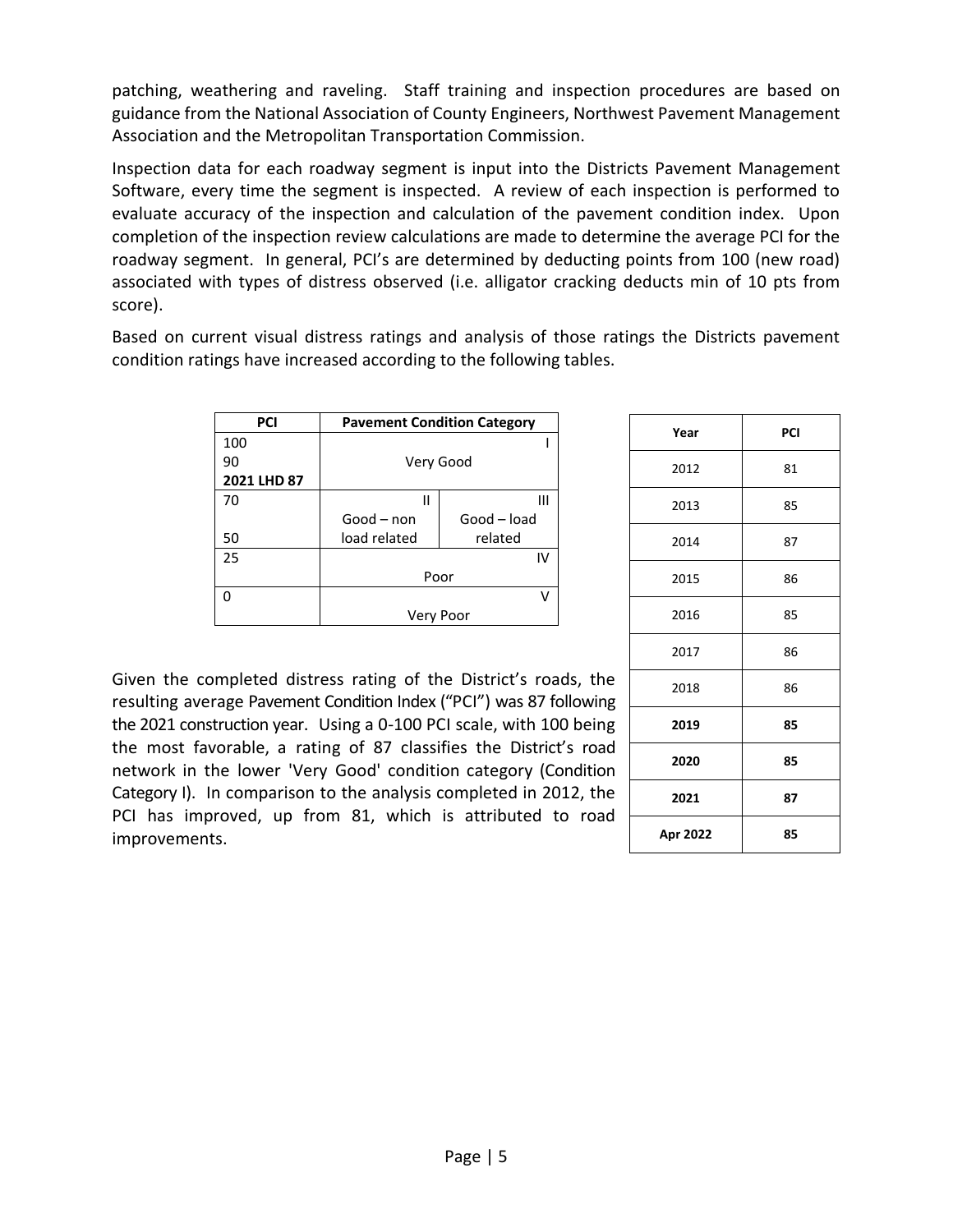patching, weathering and raveling. Staff training and inspection procedures are based on guidance from the National Association of County Engineers, Northwest Pavement Management Association and the Metropolitan Transportation Commission.

Inspection data for each roadway segment is input into the Districts Pavement Management Software, every time the segment is inspected. A review of each inspection is performed to evaluate accuracy of the inspection and calculation of the pavement condition index. Upon completion of the inspection review calculations are made to determine the average PCI for the roadway segment. In general, PCI's are determined by deducting points from 100 (new road) associated with types of distress observed (i.e. alligator cracking deducts min of 10 pts from score).

Based on current visual distress ratings and analysis of those ratings the Districts pavement condition ratings have increased according to the following tables.

| PCI | Pavement Condition Category | |
|---|---|---|
| 100<br>90<br>**2021 LHD 87** | I<br>Very Good | |
| 70<br><br>50 | II<br>Good – non load related | III<br>Good – load related |
| 25 | IV<br>Poor | |
| 0 | V<br>Very Poor | |

| Year | PCI |
|---|---|
| 2012 | 81 |
| 2013 | 85 |
| 2014 | 87 |
| 2015 | 86 |
| 2016 | 85 |
| 2017 | 86 |
| 2018 | 86 |
| **2019** | **85** |
| **2020** | **85** |
| **2021** | **87** |
| **Apr 2022** | **85** |

Given the completed distress rating of the District's roads, the resulting average Pavement Condition Index ("PCI") was 87 following the 2021 construction year. Using a 0-100 PCI scale, with 100 being the most favorable, a rating of 87 classifies the District's road network in the lower 'Very Good' condition category (Condition Category I). In comparison to the analysis completed in 2012, the PCI has improved, up from 81, which is attributed to road improvements.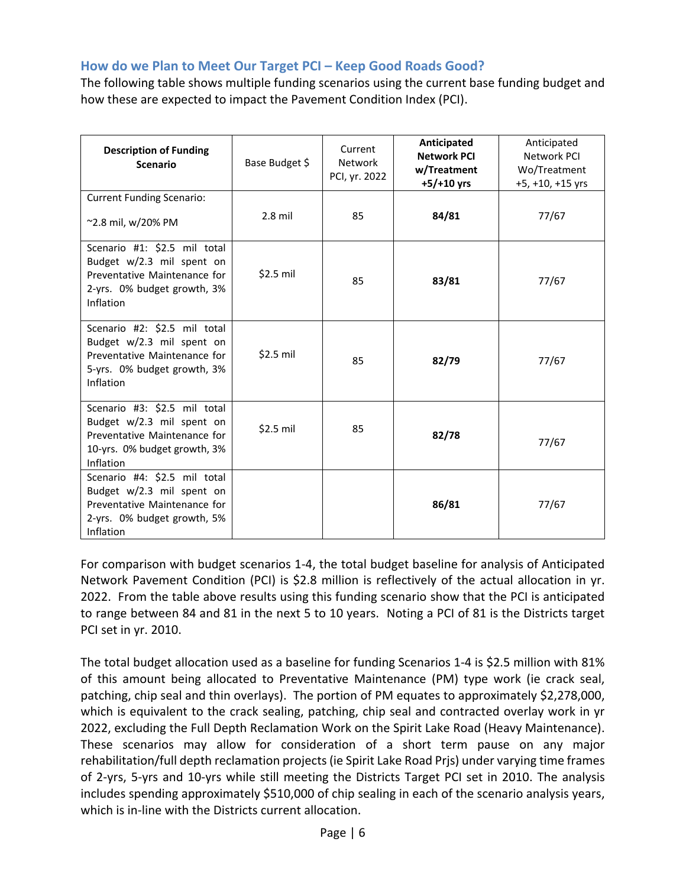### How do we Plan to Meet Our Target PCI – Keep Good Roads Good?

The following table shows multiple funding scenarios using the current base funding budget and how these are expected to impact the Pavement Condition Index (PCI).

| **Description of Funding Scenario** | Base Budget $ | Current Network PCI, yr. 2022 | **Anticipated Network PCI w/Treatment +5/+10 yrs** | Anticipated Network PCI Wo/Treatment +5, +10, +15 yrs |
|---|---|---|---|---|
| Current Funding Scenario: ~2.8 mil, w/20% PM | 2.8 mil | 85 | **84/81** | 77/67 |
| Scenario #1: $2.5 mil total Budget w/2.3 mil spent on Preventative Maintenance for 2-yrs. 0% budget growth, 3% Inflation | $2.5 mil | 85 | **83/81** | 77/67 |
| Scenario #2: $2.5 mil total Budget w/2.3 mil spent on Preventative Maintenance for 5-yrs. 0% budget growth, 3% Inflation | $2.5 mil | 85 | **82/79** | 77/67 |
| Scenario #3: $2.5 mil total Budget w/2.3 mil spent on Preventative Maintenance for 10-yrs. 0% budget growth, 3% Inflation | $2.5 mil | 85 | **82/78** | 77/67 |
| Scenario #4: $2.5 mil total Budget w/2.3 mil spent on Preventative Maintenance for 2-yrs. 0% budget growth, 5% Inflation | | | **86/81** | 77/67 |

For comparison with budget scenarios 1-4, the total budget baseline for analysis of Anticipated Network Pavement Condition (PCI) is $2.8 million is reflectively of the actual allocation in yr. 2022. From the table above results using this funding scenario show that the PCI is anticipated to range between 84 and 81 in the next 5 to 10 years. Noting a PCI of 81 is the Districts target PCI set in yr. 2010.

The total budget allocation used as a baseline for funding Scenarios 1-4 is $2.5 million with 81% of this amount being allocated to Preventative Maintenance (PM) type work (ie crack seal, patching, chip seal and thin overlays). The portion of PM equates to approximately $2,278,000, which is equivalent to the crack sealing, patching, chip seal and contracted overlay work in yr 2022, excluding the Full Depth Reclamation Work on the Spirit Lake Road (Heavy Maintenance). These scenarios may allow for consideration of a short term pause on any major rehabilitation/full depth reclamation projects (ie Spirit Lake Road Prjs) under varying time frames of 2-yrs, 5-yrs and 10-yrs while still meeting the Districts Target PCI set in 2010. The analysis includes spending approximately $510,000 of chip sealing in each of the scenario analysis years, which is in-line with the Districts current allocation.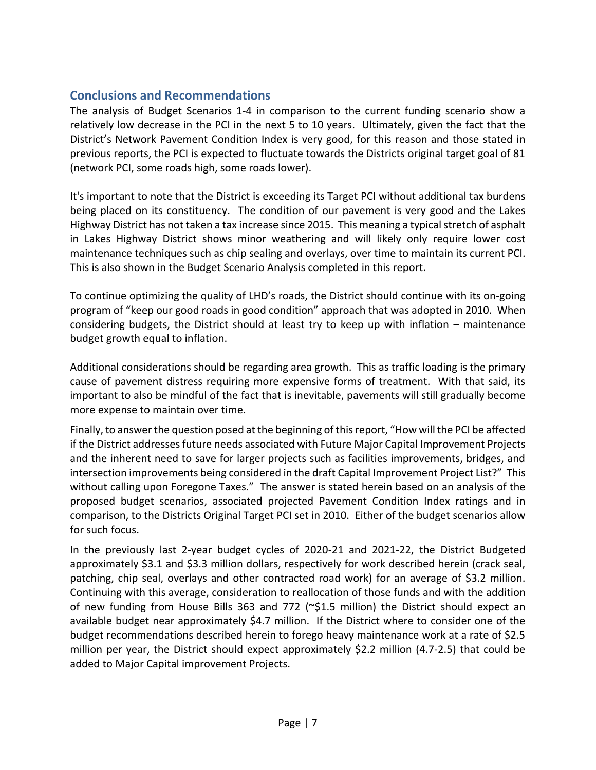## Conclusions and Recommendations

The analysis of Budget Scenarios 1-4 in comparison to the current funding scenario show a relatively low decrease in the PCI in the next 5 to 10 years. Ultimately, given the fact that the District's Network Pavement Condition Index is very good, for this reason and those stated in previous reports, the PCI is expected to fluctuate towards the Districts original target goal of 81 (network PCI, some roads high, some roads lower).

It's important to note that the District is exceeding its Target PCI without additional tax burdens being placed on its constituency. The condition of our pavement is very good and the Lakes Highway District has not taken a tax increase since 2015. This meaning a typical stretch of asphalt in Lakes Highway District shows minor weathering and will likely only require lower cost maintenance techniques such as chip sealing and overlays, over time to maintain its current PCI. This is also shown in the Budget Scenario Analysis completed in this report.

To continue optimizing the quality of LHD's roads, the District should continue with its on-going program of "keep our good roads in good condition" approach that was adopted in 2010. When considering budgets, the District should at least try to keep up with inflation – maintenance budget growth equal to inflation.

Additional considerations should be regarding area growth. This as traffic loading is the primary cause of pavement distress requiring more expensive forms of treatment. With that said, its important to also be mindful of the fact that is inevitable, pavements will still gradually become more expense to maintain over time.

Finally, to answer the question posed at the beginning of this report, "How will the PCI be affected if the District addresses future needs associated with Future Major Capital Improvement Projects and the inherent need to save for larger projects such as facilities improvements, bridges, and intersection improvements being considered in the draft Capital Improvement Project List?" This without calling upon Foregone Taxes." The answer is stated herein based on an analysis of the proposed budget scenarios, associated projected Pavement Condition Index ratings and in comparison, to the Districts Original Target PCI set in 2010. Either of the budget scenarios allow for such focus.

In the previously last 2-year budget cycles of 2020-21 and 2021-22, the District Budgeted approximately $3.1 and $3.3 million dollars, respectively for work described herein (crack seal, patching, chip seal, overlays and other contracted road work) for an average of $3.2 million. Continuing with this average, consideration to reallocation of those funds and with the addition of new funding from House Bills 363 and 772 (~$1.5 million) the District should expect an available budget near approximately $4.7 million. If the District where to consider one of the budget recommendations described herein to forego heavy maintenance work at a rate of $2.5 million per year, the District should expect approximately $2.2 million (4.7-2.5) that could be added to Major Capital improvement Projects.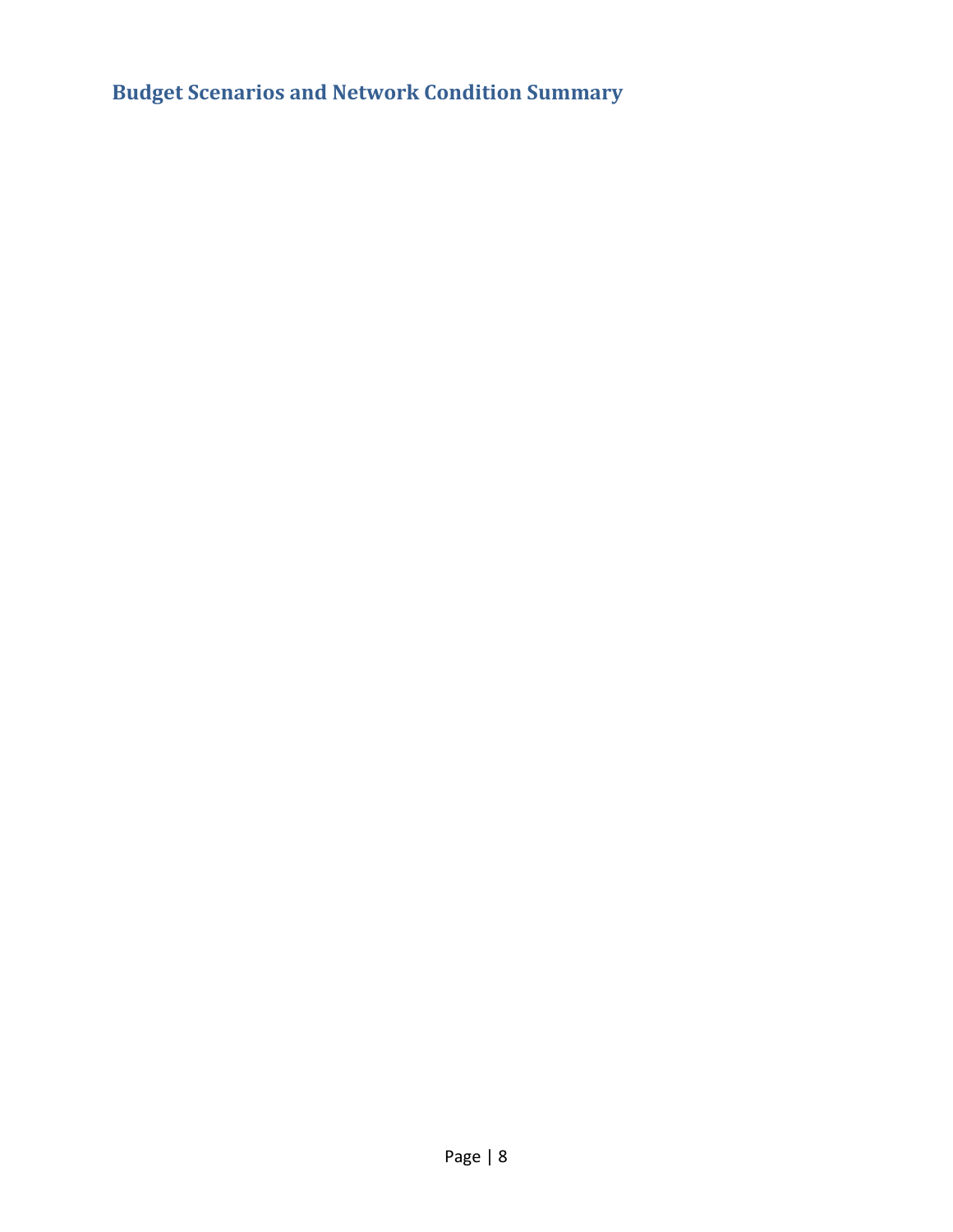## Budget Scenarios and Network Condition Summary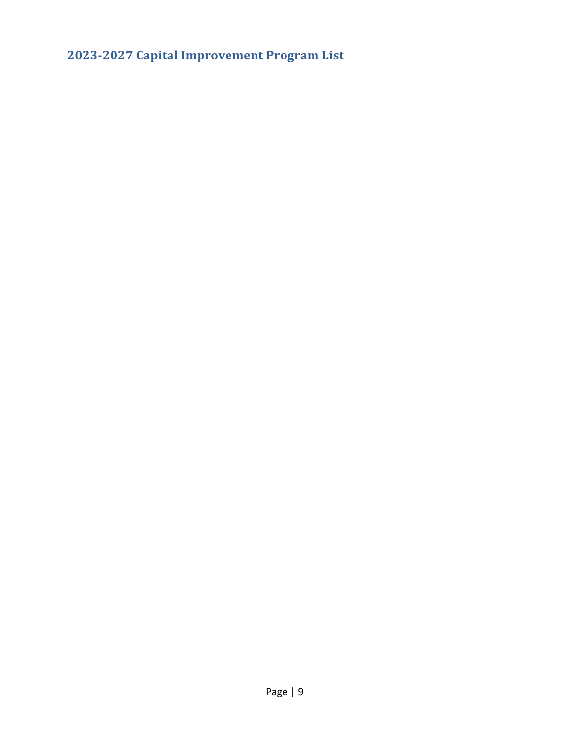## 2023-2027 Capital Improvement Program List